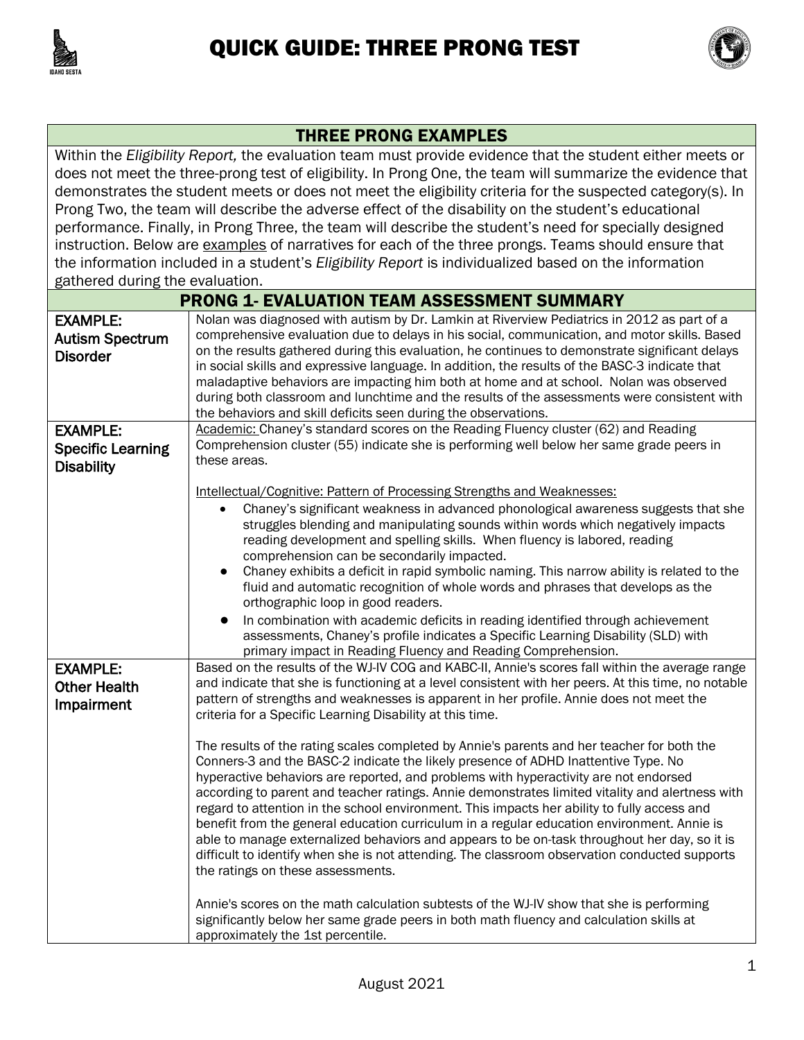# QUICK GUIDE: THREE PRONG TEST

## THREE PRONG EXAMPLES

Within the *Eligibility Report,* the evaluation team must provide evidence that the student either meets or does not meet the three-prong test of eligibility. In Prong One, the team will summarize the evidence that demonstrates the student meets or does not meet the eligibility criteria for the suspected category(s). In Prong Two, the team will describe the adverse effect of the disability on the student's educational performance. Finally, in Prong Three, the team will describe the student's need for specially designed instruction. Below are examples of narratives for each of the three prongs. Teams should ensure that the information included in a student's *Eligibility Report* is individualized based on the information gathered during the evaluation.

## PRONG 1- EVALUATION TEAM ASSESSMENT SUMMARY

| | |
|---|---|
| **EXAMPLE: Autism Spectrum Disorder** | Nolan was diagnosed with autism by Dr. Lamkin at Riverview Pediatrics in 2012 as part of a comprehensive evaluation due to delays in his social, communication, and motor skills. Based on the results gathered during this evaluation, he continues to demonstrate significant delays in social skills and expressive language. In addition, the results of the BASC-3 indicate that maladaptive behaviors are impacting him both at home and at school. Nolan was observed during both classroom and lunchtime and the results of the assessments were consistent with the behaviors and skill deficits seen during the observations. |
| **EXAMPLE: Specific Learning Disability** | Academic: Chaney's standard scores on the Reading Fluency cluster (62) and Reading Comprehension cluster (55) indicate she is performing well below her same grade peers in these areas.<br><br>Intellectual/Cognitive: Pattern of Processing Strengths and Weaknesses:<br>• Chaney's significant weakness in advanced phonological awareness suggests that she struggles blending and manipulating sounds within words which negatively impacts reading development and spelling skills. When fluency is labored, reading comprehension can be secondarily impacted.<br>• Chaney exhibits a deficit in rapid symbolic naming. This narrow ability is related to the fluid and automatic recognition of whole words and phrases that develops as the orthographic loop in good readers.<br>• In combination with academic deficits in reading identified through achievement assessments, Chaney's profile indicates a Specific Learning Disability (SLD) with primary impact in Reading Fluency and Reading Comprehension. |
| **EXAMPLE: Other Health Impairment** | Based on the results of the WJ-IV COG and KABC-II, Annie's scores fall within the average range and indicate that she is functioning at a level consistent with her peers. At this time, no notable pattern of strengths and weaknesses is apparent in her profile. Annie does not meet the criteria for a Specific Learning Disability at this time.<br><br>The results of the rating scales completed by Annie's parents and her teacher for both the Conners-3 and the BASC-2 indicate the likely presence of ADHD Inattentive Type. No hyperactive behaviors are reported, and problems with hyperactivity are not endorsed according to parent and teacher ratings. Annie demonstrates limited vitality and alertness with regard to attention in the school environment. This impacts her ability to fully access and benefit from the general education curriculum in a regular education environment. Annie is able to manage externalized behaviors and appears to be on-task throughout her day, so it is difficult to identify when she is not attending. The classroom observation conducted supports the ratings on these assessments.<br><br>Annie's scores on the math calculation subtests of the WJ-IV show that she is performing significantly below her same grade peers in both math fluency and calculation skills at approximately the 1st percentile. |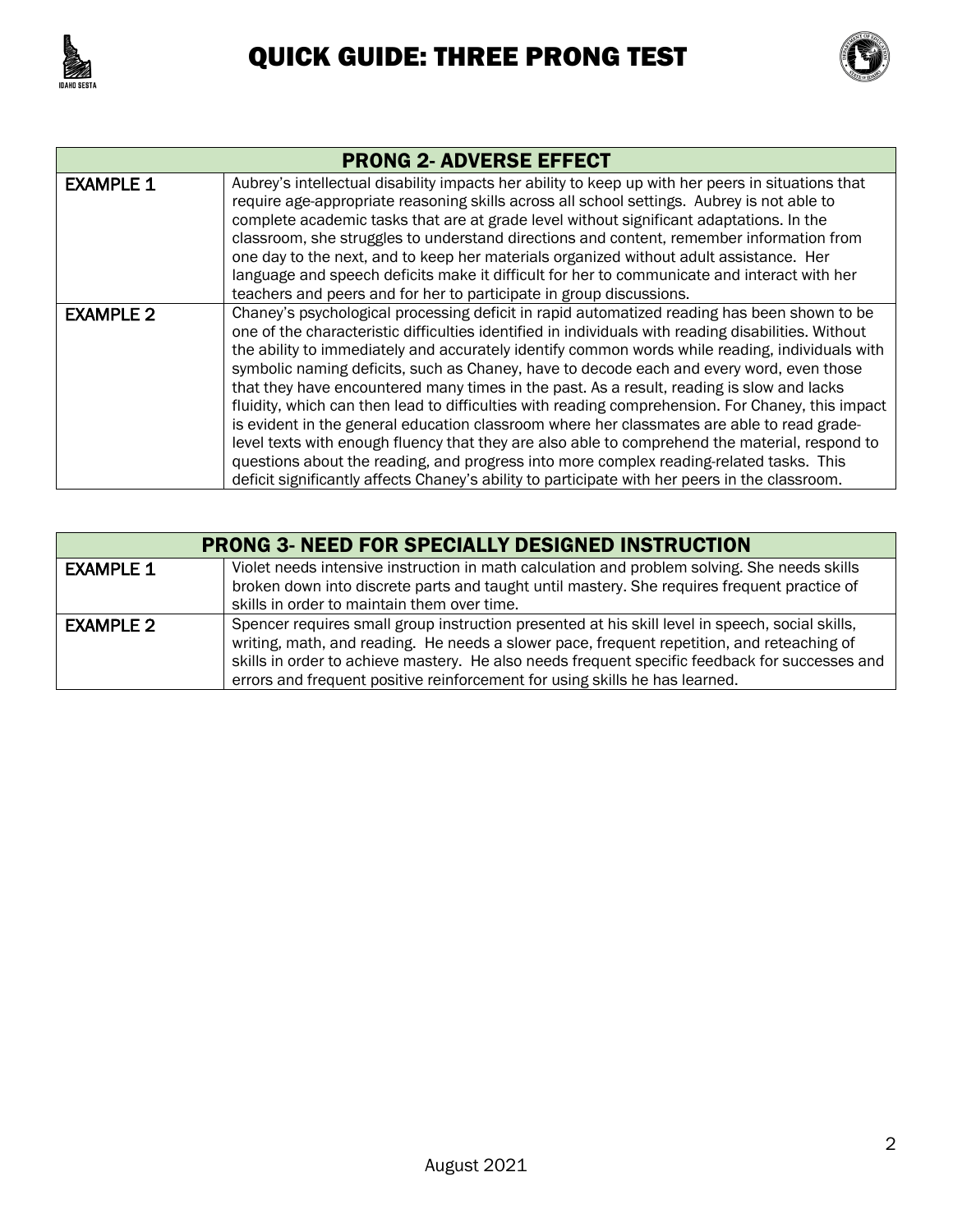# QUICK GUIDE: THREE PRONG TEST

| PRONG 2- ADVERSE EFFECT | |
|---|---|
| EXAMPLE 1 | Aubrey's intellectual disability impacts her ability to keep up with her peers in situations that require age-appropriate reasoning skills across all school settings. Aubrey is not able to complete academic tasks that are at grade level without significant adaptations. In the classroom, she struggles to understand directions and content, remember information from one day to the next, and to keep her materials organized without adult assistance. Her language and speech deficits make it difficult for her to communicate and interact with her teachers and peers and for her to participate in group discussions. |
| EXAMPLE 2 | Chaney's psychological processing deficit in rapid automatized reading has been shown to be one of the characteristic difficulties identified in individuals with reading disabilities. Without the ability to immediately and accurately identify common words while reading, individuals with symbolic naming deficits, such as Chaney, have to decode each and every word, even those that they have encountered many times in the past. As a result, reading is slow and lacks fluidity, which can then lead to difficulties with reading comprehension. For Chaney, this impact is evident in the general education classroom where her classmates are able to read grade-level texts with enough fluency that they are also able to comprehend the material, respond to questions about the reading, and progress into more complex reading-related tasks. This deficit significantly affects Chaney's ability to participate with her peers in the classroom. |

| PRONG 3- NEED FOR SPECIALLY DESIGNED INSTRUCTION | |
|---|---|
| EXAMPLE 1 | Violet needs intensive instruction in math calculation and problem solving. She needs skills broken down into discrete parts and taught until mastery. She requires frequent practice of skills in order to maintain them over time. |
| EXAMPLE 2 | Spencer requires small group instruction presented at his skill level in speech, social skills, writing, math, and reading. He needs a slower pace, frequent repetition, and reteaching of skills in order to achieve mastery. He also needs frequent specific feedback for successes and errors and frequent positive reinforcement for using skills he has learned. |

August 2021